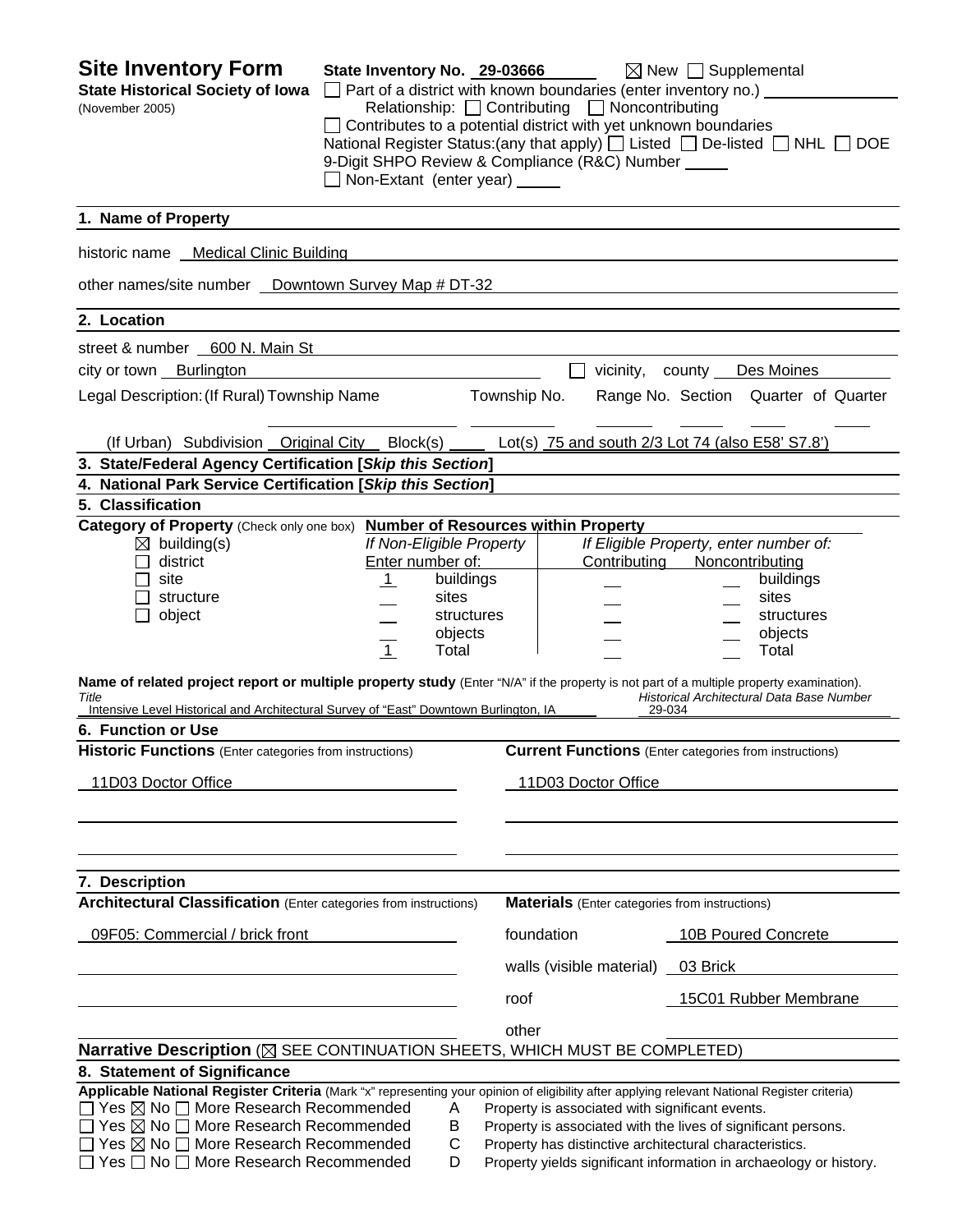# Site Inventory Form

**State Historical Society of Iowa**
(November 2005)

**State Inventory No.** 29-03666 ☒ New ☐ Supplemental

☐ Part of a district with known boundaries (enter inventory no.)

Relationship: ☐ Contributing ☐ Noncontributing

☐ Contributes to a potential district with yet unknown boundaries

National Register Status:(any that apply) ☐ Listed ☐ De-listed ☐ NHL ☐ DOE

9-Digit SHPO Review & Compliance (R&C) Number

☐ Non-Extant (enter year)

## 1. Name of Property

historic name Medical Clinic Building

other names/site number Downtown Survey Map # DT-32

## 2. Location

street & number 600 N. Main St

city or town Burlington ☐ vicinity, county Des Moines

Legal Description: (If Rural) Township Name Township No. Range No. Section Quarter of Quarter

(If Urban) Subdivision Original City Block(s) Lot(s) 75 and south 2/3 Lot 74 (also E58' S7.8')

## 3. State/Federal Agency Certification [*Skip this Section*]

## 4. National Park Service Certification [*Skip this Section*]

## 5. Classification

**Category of Property** (Check only one box)

☒ building(s)
☐ district
☐ site
☐ structure
☐ object

**Number of Resources within Property**

| If Non-Eligible Property Enter number of: | | If Eligible Property, enter number of: Contributing | Noncontributing | |
|---|---|---|---|---|
| 1 | buildings | | | buildings |
| | sites | | | sites |
| | structures | | | structures |
| | objects | | | objects |
| 1 | Total | | | Total |

**Name of related project report or multiple property study** (Enter "N/A" if the property is not part of a multiple property examination).

*Title*: Intensive Level Historical and Architectural Survey of "East" Downtown Burlington, IA

*Historical Architectural Data Base Number*: 29-034

## 6. Function or Use

| **Historic Functions** (Enter categories from instructions) | **Current Functions** (Enter categories from instructions) |
|---|---|
| 11D03 Doctor Office | 11D03 Doctor Office |

## 7. Description

**Architectural Classification** (Enter categories from instructions)

09F05: Commercial / brick front

**Materials** (Enter categories from instructions)

| | |
|---|---|
| foundation | 10B Poured Concrete |
| walls (visible material) | 03 Brick |
| roof | 15C01 Rubber Membrane |
| other | |

**Narrative Description** (☒ SEE CONTINUATION SHEETS, WHICH MUST BE COMPLETED)

## 8. Statement of Significance

**Applicable National Register Criteria** (Mark "x" representing your opinion of eligibility after applying relevant National Register criteria)

☐ Yes ☒ No ☐ More Research Recommended A Property is associated with significant events.
☐ Yes ☒ No ☐ More Research Recommended B Property is associated with the lives of significant persons.
☐ Yes ☒ No ☐ More Research Recommended C Property has distinctive architectural characteristics.
☐ Yes ☐ No ☐ More Research Recommended D Property yields significant information in archaeology or history.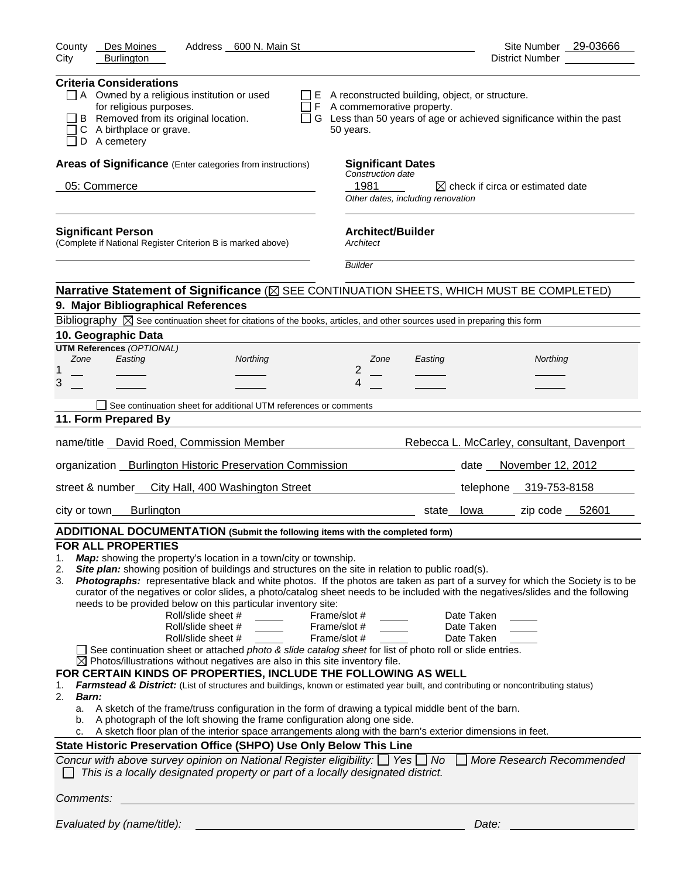County Des Moines Address 600 N. Main St Site Number 29-03666
City Burlington District Number

**Criteria Considerations**

- ☐ A Owned by a religious institution or used for religious purposes.
- ☐ B Removed from its original location.
- ☐ C A birthplace or grave.
- ☐ D A cemetery
- ☐ E A reconstructed building, object, or structure.
- ☐ F A commemorative property.
- ☐ G Less than 50 years of age or achieved significance within the past 50 years.

**Areas of Significance** (Enter categories from instructions)

05: Commerce

**Significant Dates**

*Construction date*

1981 ☒ check if circa or estimated date

*Other dates, including renovation*

**Significant Person**

(Complete if National Register Criterion B is marked above)

**Architect/Builder**

*Architect*

*Builder*

**Narrative Statement of Significance** (☒ SEE CONTINUATION SHEETS, WHICH MUST BE COMPLETED)

## 9. Major Bibliographical References

Bibliography ☒ See continuation sheet for citations of the books, articles, and other sources used in preparing this form

## 10. Geographic Data

**UTM References** *(OPTIONAL)*

| | Zone | Easting | Northing | | Zone | Easting | Northing |
|---|---|---|---|---|---|---|---|
| 1 | | | | 2 | | | |
| 3 | | | | 4 | | | |

☐ See continuation sheet for additional UTM references or comments

## 11. Form Prepared By

name/title David Roed, Commission Member Rebecca L. McCarley, consultant, Davenport

organization Burlington Historic Preservation Commission date November 12, 2012

street & number City Hall, 400 Washington Street telephone 319-753-8158

city or town Burlington state Iowa zip code 52601

## ADDITIONAL DOCUMENTATION (Submit the following items with the completed form)

### FOR ALL PROPERTIES

1. ***Map:*** showing the property's location in a town/city or township.
2. ***Site plan:*** showing position of buildings and structures on the site in relation to public road(s).
3. ***Photographs:*** representative black and white photos. If the photos are taken as part of a survey for which the Society is to be curator of the negatives or color slides, a photo/catalog sheet needs to be included with the negatives/slides and the following needs to be provided below on this particular inventory site:

| Roll/slide sheet # | Frame/slot # | Date Taken |
|---|---|---|
| | | |
| | | |
| | | |

☐ See continuation sheet or attached *photo & slide catalog sheet* for list of photo roll or slide entries.

☒ Photos/illustrations without negatives are also in this site inventory file.

### FOR CERTAIN KINDS OF PROPERTIES, INCLUDE THE FOLLOWING AS WELL

1. ***Farmstead & District:*** (List of structures and buildings, known or estimated year built, and contributing or noncontributing status)
2. ***Barn:***
   - a. A sketch of the frame/truss configuration in the form of drawing a typical middle bent of the barn.
   - b. A photograph of the loft showing the frame configuration along one side.
   - c. A sketch floor plan of the interior space arrangements along with the barn's exterior dimensions in feet.

### State Historic Preservation Office (SHPO) Use Only Below This Line

*Concur with above survey opinion on National Register eligibility:* ☐ *Yes* ☐ *No* ☐ *More Research Recommended*

☐ *This is a locally designated property or part of a locally designated district.*

*Comments:*

*Evaluated by (name/title):* *Date:*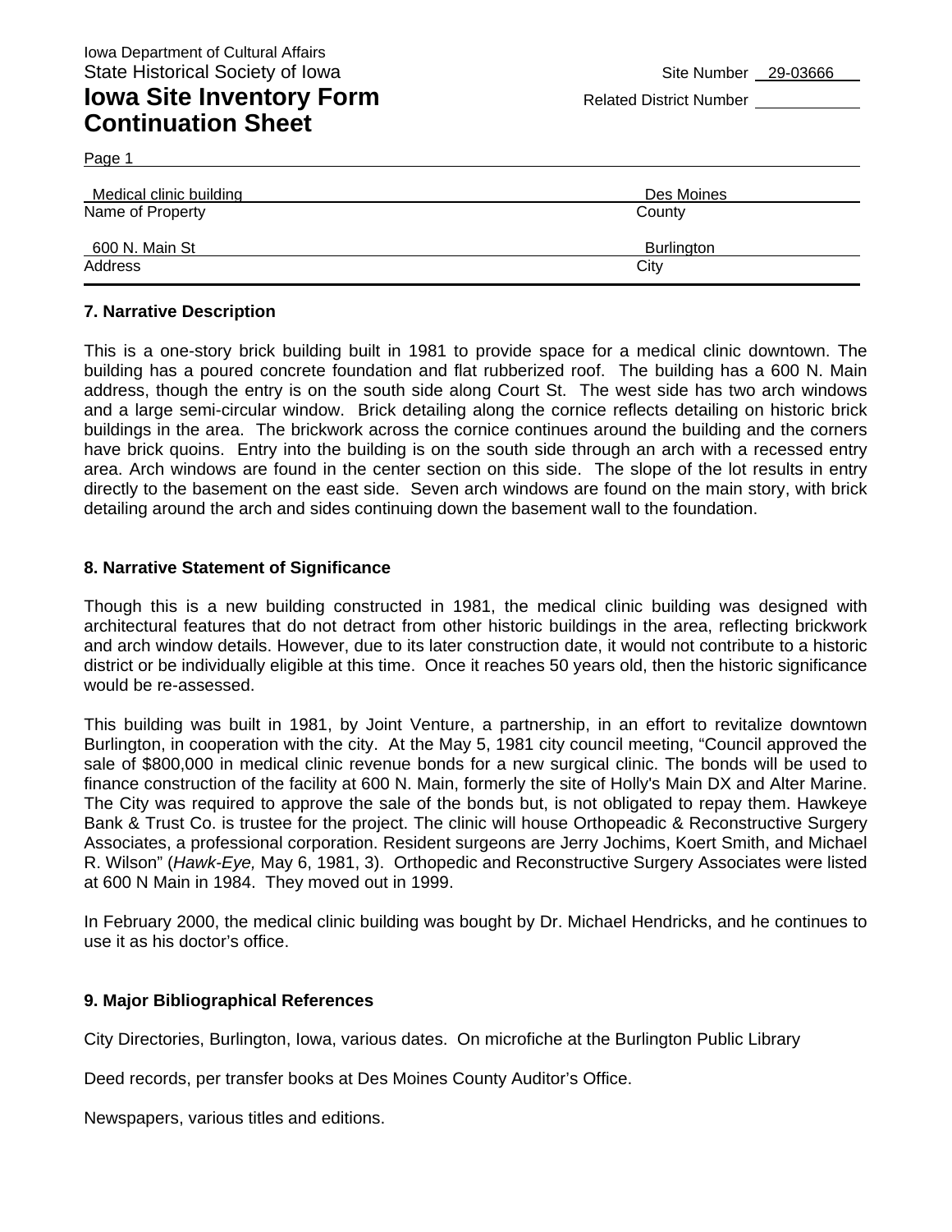Iowa Department of Cultural Affairs
State Historical Society of Iowa

Site Number 29-03666

# Iowa Site Inventory Form Continuation Sheet

Related District Number

Page 1

| Medical clinic building | Des Moines |
|---|---|
| Name of Property | County |
| 600 N. Main St | Burlington |
| Address | City |

### 7. Narrative Description

This is a one-story brick building built in 1981 to provide space for a medical clinic downtown. The building has a poured concrete foundation and flat rubberized roof. The building has a 600 N. Main address, though the entry is on the south side along Court St. The west side has two arch windows and a large semi-circular window. Brick detailing along the cornice reflects detailing on historic brick buildings in the area. The brickwork across the cornice continues around the building and the corners have brick quoins. Entry into the building is on the south side through an arch with a recessed entry area. Arch windows are found in the center section on this side. The slope of the lot results in entry directly to the basement on the east side. Seven arch windows are found on the main story, with brick detailing around the arch and sides continuing down the basement wall to the foundation.

### 8. Narrative Statement of Significance

Though this is a new building constructed in 1981, the medical clinic building was designed with architectural features that do not detract from other historic buildings in the area, reflecting brickwork and arch window details. However, due to its later construction date, it would not contribute to a historic district or be individually eligible at this time. Once it reaches 50 years old, then the historic significance would be re-assessed.

This building was built in 1981, by Joint Venture, a partnership, in an effort to revitalize downtown Burlington, in cooperation with the city. At the May 5, 1981 city council meeting, "Council approved the sale of $800,000 in medical clinic revenue bonds for a new surgical clinic. The bonds will be used to finance construction of the facility at 600 N. Main, formerly the site of Holly's Main DX and Alter Marine. The City was required to approve the sale of the bonds but, is not obligated to repay them. Hawkeye Bank & Trust Co. is trustee for the project. The clinic will house Orthopeadic & Reconstructive Surgery Associates, a professional corporation. Resident surgeons are Jerry Jochims, Koert Smith, and Michael R. Wilson" (*Hawk-Eye,* May 6, 1981, 3). Orthopedic and Reconstructive Surgery Associates were listed at 600 N Main in 1984. They moved out in 1999.

In February 2000, the medical clinic building was bought by Dr. Michael Hendricks, and he continues to use it as his doctor's office.

### 9. Major Bibliographical References

City Directories, Burlington, Iowa, various dates. On microfiche at the Burlington Public Library

Deed records, per transfer books at Des Moines County Auditor's Office.

Newspapers, various titles and editions.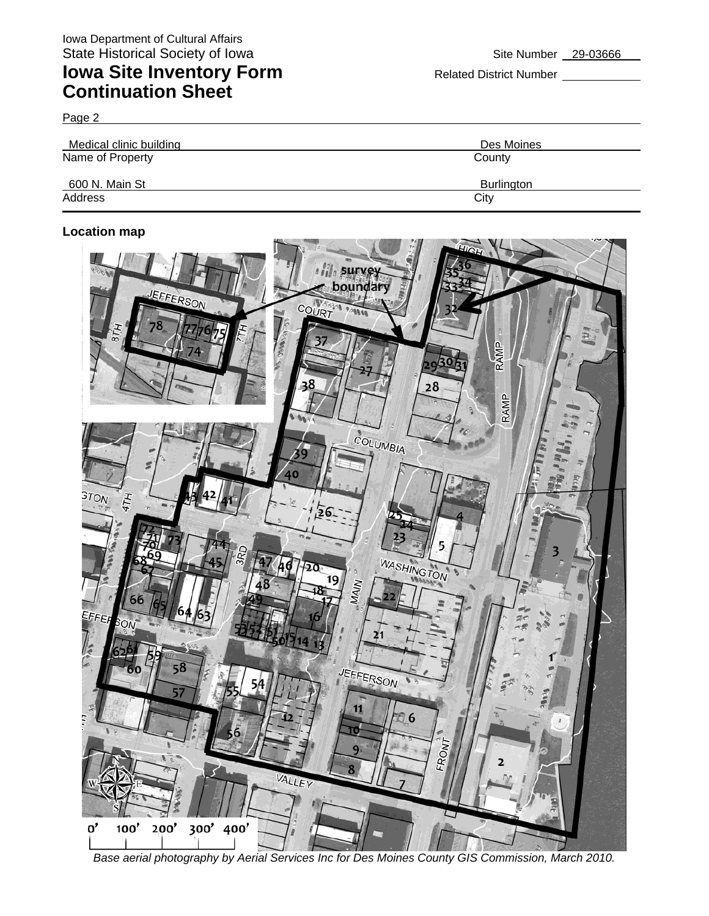Iowa Department of Cultural Affairs
State Historical Society of Iowa

# Iowa Site Inventory Form Continuation Sheet

Site Number 29-03666

Related District Number

Page 2

| Medical clinic building | Des Moines |
|---|---|
| Name of Property | County |
| 600 N. Main St | Burlington |
| Address | City |

**Location map**

*Base aerial photography by Aerial Services Inc for Des Moines County GIS Commission, March 2010.*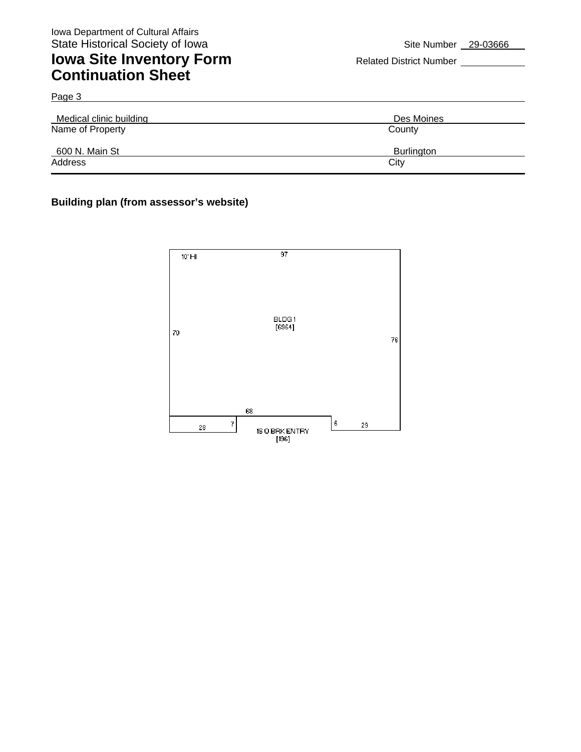Iowa Department of Cultural Affairs
State Historical Society of Iowa

# Iowa Site Inventory Form Continuation Sheet

Site Number 29-03666

Related District Number

Page 3

| Medical clinic building | Des Moines |
| --- | --- |
| Name of Property | County |
| 600 N. Main St | Burlington |
| Address | City |

**Building plan (from assessor's website)**

10' HI
97
BLDG 1
[6964]
70
76
68
28
7
6
29
1S O BRK ENTRY
[196]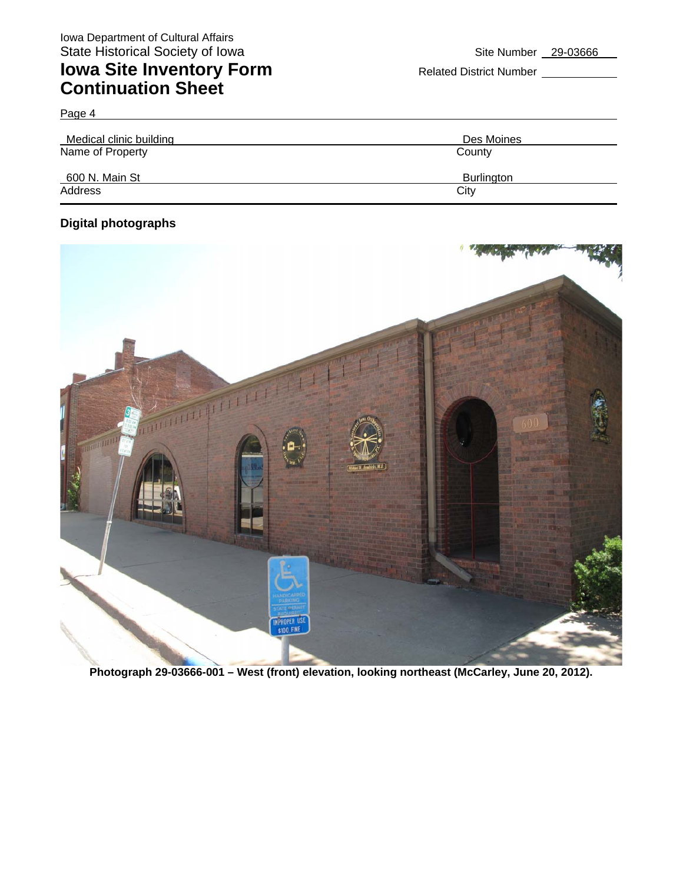Iowa Department of Cultural Affairs
State Historical Society of Iowa

# Iowa Site Inventory Form Continuation Sheet

Site Number 29-03666

Related District Number

Page 4

| Name of Property | County |
| --- | --- |
| Medical clinic building | Des Moines |

| Address | City |
| --- | --- |
| 600 N. Main St | Burlington |

## Digital photographs

**Photograph 29-03666-001 – West (front) elevation, looking northeast (McCarley, June 20, 2012).**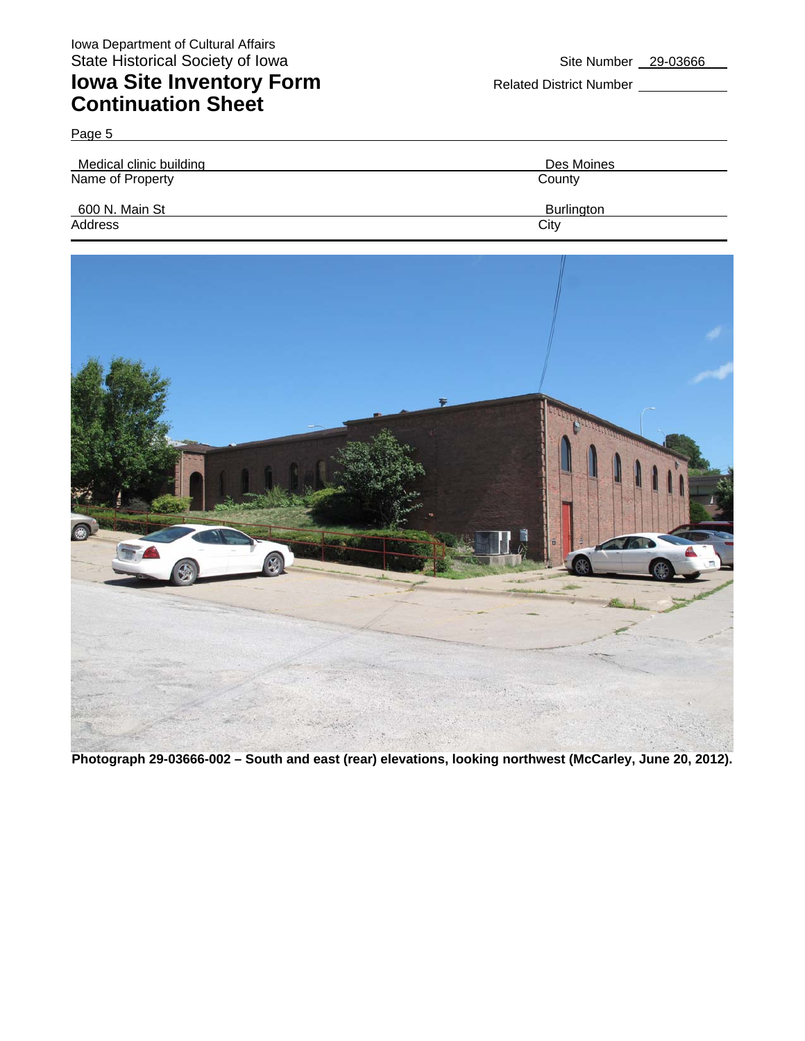Iowa Department of Cultural Affairs
State Historical Society of Iowa

# Iowa Site Inventory Form Continuation Sheet

Site Number 29-03666

Related District Number

Page 5

| | |
|---|---|
| Medical clinic building | Des Moines |
| Name of Property | County |
| 600 N. Main St | Burlington |
| Address | City |

**Photograph 29-03666-002 – South and east (rear) elevations, looking northwest (McCarley, June 20, 2012).**